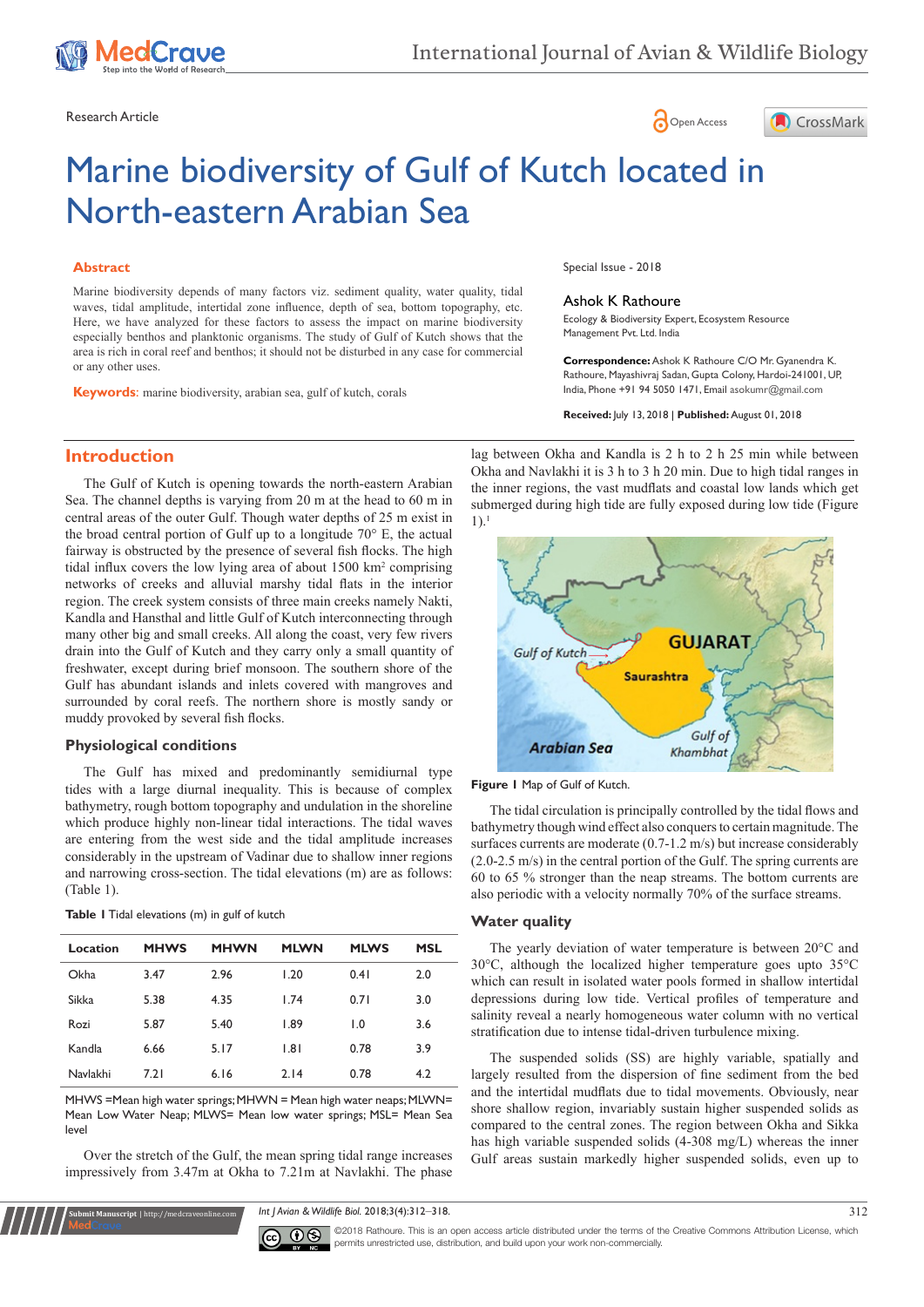Research Article

# Marine biodiversity of Gulf of Kutch located in North-eastern Arabian Sea

## Abstract

Marine biodiversity depends of many factors viz. sediment quality, water quality, tidal waves, tidal amplitude, intertidal zone influence, depth of sea, bottom topography, etc. Here, we have analyzed for these factors to assess the impact on marine biodiversity especially benthos and planktonic organisms. The study of Gulf of Kutch shows that the area is rich in coral reef and benthos; it should not be disturbed in any case for commercial or any other uses.

**Keywords:** marine biodiversity, arabian sea, gulf of kutch, corals

Special Issue - 2018

**Ashok K Rathoure**

Ecology & Biodiversity Expert, Ecosystem Resource Management Pvt. Ltd. India

**Correspondence:** Ashok K Rathoure C/O Mr. Gyanendra K. Rathoure, Mayashivraj Sadan, Gupta Colony, Hardoi-241001, UP, India, Phone +91 94 5050 1471, Email asokumr@gmail.com

**Received:** July 13, 2018 | **Published:** August 01, 2018

## Introduction

The Gulf of Kutch is opening towards the north-eastern Arabian Sea. The channel depths is varying from 20 m at the head to 60 m in central areas of the outer Gulf. Though water depths of 25 m exist in the broad central portion of Gulf up to a longitude 70° E, the actual fairway is obstructed by the presence of several fish flocks. The high tidal influx covers the low lying area of about 1500 km$^2$ comprising networks of creeks and alluvial marshy tidal flats in the interior region. The creek system consists of three main creeks namely Nakti, Kandla and Hansthal and little Gulf of Kutch interconnecting through many other big and small creeks. All along the coast, very few rivers drain into the Gulf of Kutch and they carry only a small quantity of freshwater, except during brief monsoon. The southern shore of the Gulf has abundant islands and inlets covered with mangroves and surrounded by coral reefs. The northern shore is mostly sandy or muddy provoked by several fish flocks.

### Physiological conditions

The Gulf has mixed and predominantly semidiurnal type tides with a large diurnal inequality. This is because of complex bathymetry, rough bottom topography and undulation in the shoreline which produce highly non-linear tidal interactions. The tidal waves are entering from the west side and the tidal amplitude increases considerably in the upstream of Vadinar due to shallow inner regions and narrowing cross-section. The tidal elevations (m) are as follows: (Table 1).

**Table 1** Tidal elevations (m) in gulf of kutch

| Location | MHWS | MHWN | MLWN | MLWS | MSL |
|---|---|---|---|---|---|
| Okha | 3.47 | 2.96 | 1.20 | 0.41 | 2.0 |
| Sikka | 5.38 | 4.35 | 1.74 | 0.71 | 3.0 |
| Rozi | 5.87 | 5.40 | 1.89 | 1.0 | 3.6 |
| Kandla | 6.66 | 5.17 | 1.81 | 0.78 | 3.9 |
| Navlakhi | 7.21 | 6.16 | 2.14 | 0.78 | 4.2 |

MHWS =Mean high water springs; MHWN = Mean high water neaps; MLWN= Mean Low Water Neap; MLWS= Mean low water springs; MSL= Mean Sea level

Over the stretch of the Gulf, the mean spring tidal range increases impressively from 3.47m at Okha to 7.21m at Navlakhi. The phase lag between Okha and Kandla is 2 h to 2 h 25 min while between Okha and Navlakhi it is 3 h to 3 h 20 min. Due to high tidal ranges in the inner regions, the vast mudflats and coastal low lands which get submerged during high tide are fully exposed during low tide (Figure 1).[1]

**Figure 1** Map of Gulf of Kutch.

The tidal circulation is principally controlled by the tidal flows and bathymetry though wind effect also conquers to certain magnitude. The surfaces currents are moderate (0.7-1.2 m/s) but increase considerably (2.0-2.5 m/s) in the central portion of the Gulf. The spring currents are 60 to 65 % stronger than the neap streams. The bottom currents are also periodic with a velocity normally 70% of the surface streams.

### Water quality

The yearly deviation of water temperature is between 20°C and 30°C, although the localized higher temperature goes upto 35°C which can result in isolated water pools formed in shallow intertidal depressions during low tide. Vertical profiles of temperature and salinity reveal a nearly homogeneous water column with no vertical stratification due to intense tidal-driven turbulence mixing.

The suspended solids (SS) are highly variable, spatially and largely resulted from the dispersion of fine sediment from the bed and the intertidal mudflats due to tidal movements. Obviously, near shore shallow region, invariably sustain higher suspended solids as compared to the central zones. The region between Okha and Sikka has high variable suspended solids (4-308 mg/L) whereas the inner Gulf areas sustain markedly higher suspended solids, even up to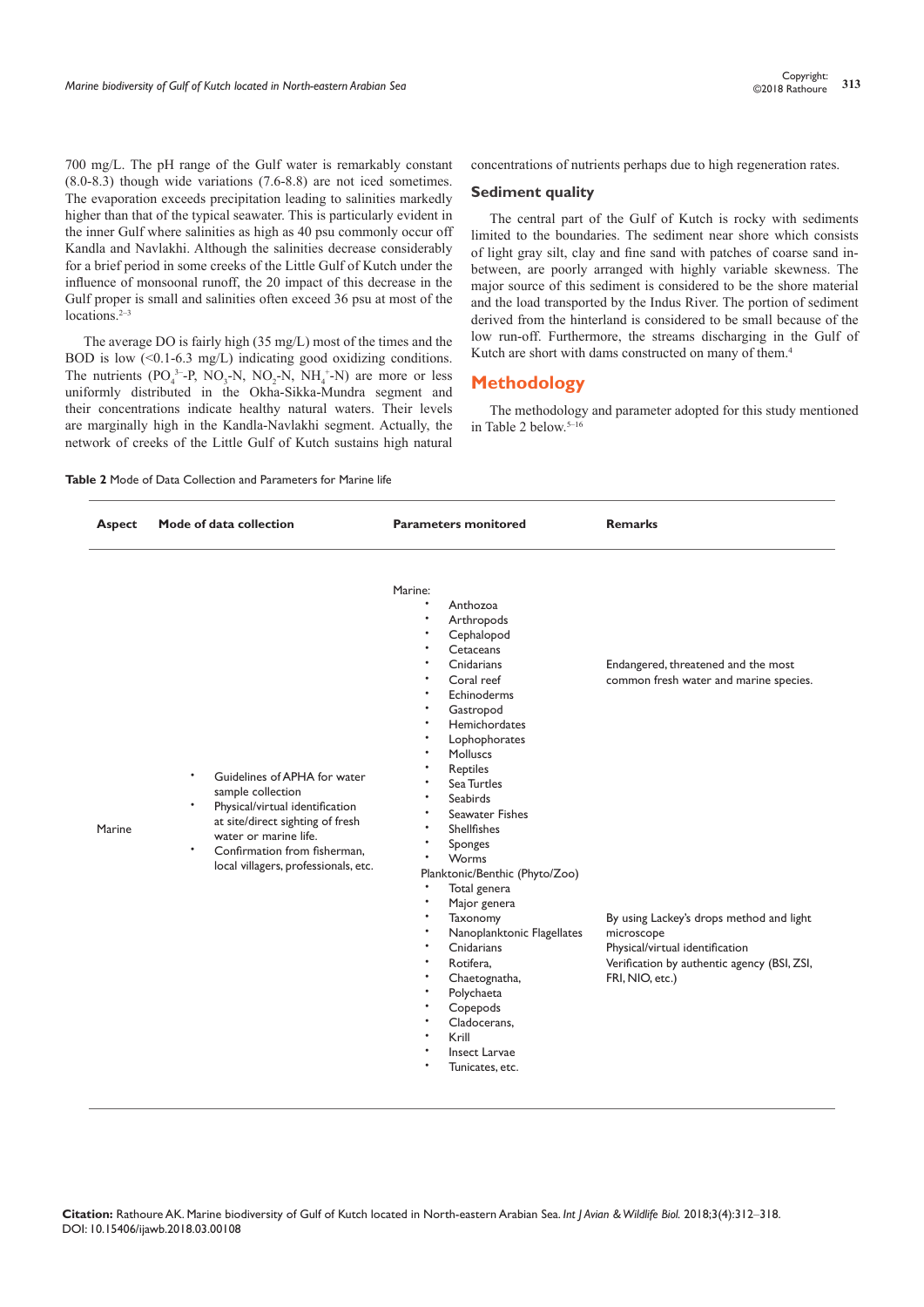700 mg/L. The pH range of the Gulf water is remarkably constant (8.0-8.3) though wide variations (7.6-8.8) are not iced sometimes. The evaporation exceeds precipitation leading to salinities markedly higher than that of the typical seawater. This is particularly evident in the inner Gulf where salinities as high as 40 psu commonly occur off Kandla and Navlakhi. Although the salinities decrease considerably for a brief period in some creeks of the Little Gulf of Kutch under the influence of monsoonal runoff, the 20 impact of this decrease in the Gulf proper is small and salinities often exceed 36 psu at most of the locations.[2–3]

The average DO is fairly high (35 mg/L) most of the times and the BOD is low (<0.1-6.3 mg/L) indicating good oxidizing conditions. The nutrients ($PO_4^{3-}$-P, $NO_3$-N, $NO_2$-N, $NH_4^+$-N) are more or less uniformly distributed in the Okha-Sikka-Mundra segment and their concentrations indicate healthy natural waters. Their levels are marginally high in the Kandla-Navlakhi segment. Actually, the network of creeks of the Little Gulf of Kutch sustains high natural concentrations of nutrients perhaps due to high regeneration rates.

### Sediment quality

The central part of the Gulf of Kutch is rocky with sediments limited to the boundaries. The sediment near shore which consists of light gray silt, clay and fine sand with patches of coarse sand in-between, are poorly arranged with highly variable skewness. The major source of this sediment is considered to be the shore material and the load transported by the Indus River. The portion of sediment derived from the hinterland is considered to be small because of the low run-off. Furthermore, the streams discharging in the Gulf of Kutch are short with dams constructed on many of them.[4]

## Methodology

The methodology and parameter adopted for this study mentioned in Table 2 below.[5–16]

**Table 2** Mode of Data Collection and Parameters for Marine life

| Aspect | Mode of data collection | Parameters monitored | Remarks |
|---|---|---|---|
| Marine | • Guidelines of APHA for water sample collection<br>• Physical/virtual identification at site/direct sighting of fresh water or marine life.<br>• Confirmation from fisherman, local villagers, professionals, etc. | Marine:<br>• Anthozoa<br>• Arthropods<br>• Cephalopod<br>• Cetaceans<br>• Cnidarians<br>• Coral reef<br>• Echinoderms<br>• Gastropod<br>• Hemichordates<br>• Lophophorates<br>• Molluscs<br>• Reptiles<br>• Sea Turtles<br>• Seabirds<br>• Seawater Fishes<br>• Shellfishes<br>• Sponges<br>• Worms | Endangered, threatened and the most common fresh water and marine species. |
| | | Planktonic/Benthic (Phyto/Zoo)<br>• Total genera<br>• Major genera<br>• Taxonomy<br>• Nanoplanktonic Flagellates<br>• Cnidarians<br>• Rotifera,<br>• Chaetognatha,<br>• Polychaeta<br>• Copepods<br>• Cladocerans,<br>• Krill<br>• Insect Larvae<br>• Tunicates, etc. | By using Lackey's drops method and light microscope<br>Physical/virtual identification<br>Verification by authentic agency (BSI, ZSI, FRI, NIO, etc.) |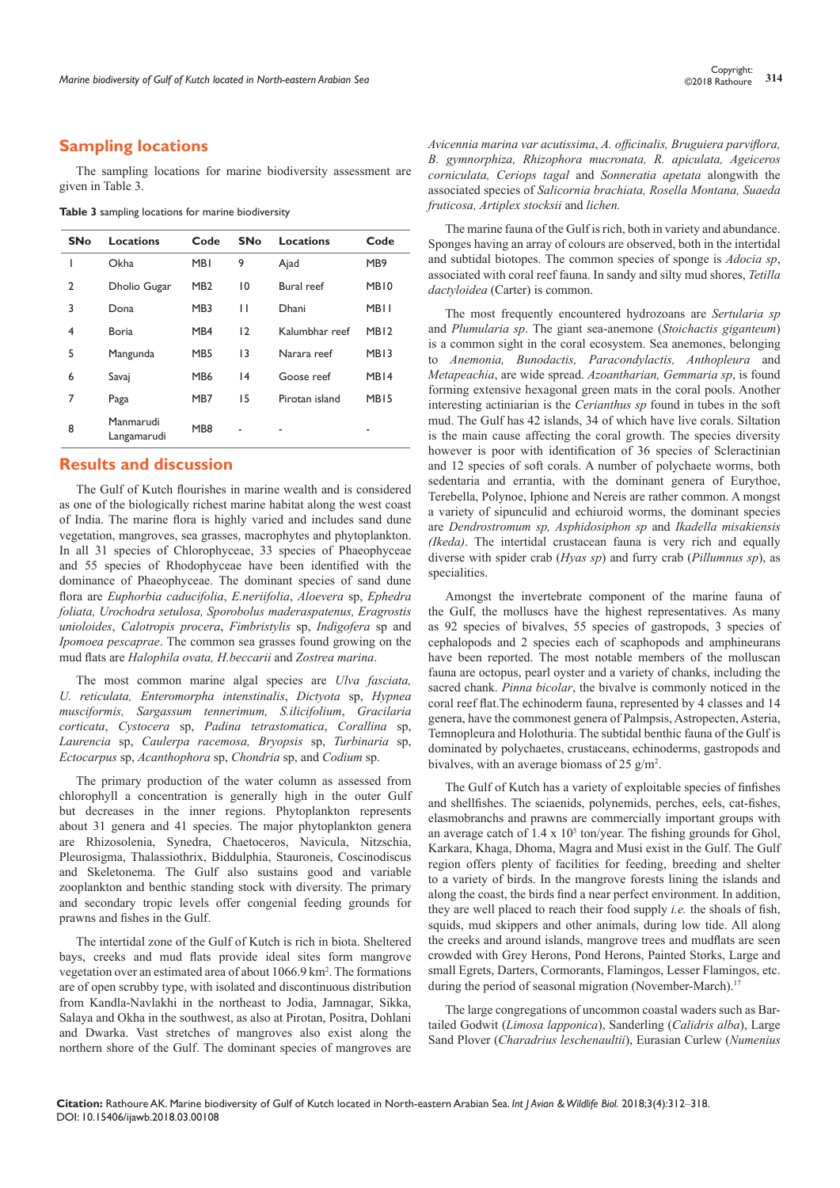## Sampling locations

The sampling locations for marine biodiversity assessment are given in Table 3.

**Table 3** sampling locations for marine biodiversity

| SNo | Locations | Code | SNo | Locations | Code |
|---|---|---|---|---|---|
| 1 | Okha | MB1 | 9 | Ajad | MB9 |
| 2 | Dholio Gugar | MB2 | 10 | Bural reef | MB10 |
| 3 | Dona | MB3 | 11 | Dhani | MB11 |
| 4 | Boria | MB4 | 12 | Kalumbhar reef | MB12 |
| 5 | Mangunda | MB5 | 13 | Narara reef | MB13 |
| 6 | Savaj | MB6 | 14 | Goose reef | MB14 |
| 7 | Paga | MB7 | 15 | Pirotan island | MB15 |
| 8 | Manmarudi Langamarudi | MB8 | - | - | - |

## Results and discussion

The Gulf of Kutch flourishes in marine wealth and is considered as one of the biologically richest marine habitat along the west coast of India. The marine flora is highly varied and includes sand dune vegetation, mangroves, sea grasses, macrophytes and phytoplankton. In all 31 species of Chlorophyceae, 33 species of Phaeophyceae and 55 species of Rhodophyceae have been identified with the dominance of Phaeophyceae. The dominant species of sand dune flora are *Euphorbia caducifolia*, *E.neriifolia*, *Aloevera* sp, *Ephedra foliata, Urochodra setulosa, Sporobolus maderaspatenus, Eragrostis unioloides*, *Calotropis procera*, *Fimbristylis* sp, *Indigofera* sp and *Ipomoea pescaprae*. The common sea grasses found growing on the mud flats are *Halophila ovata, H.beccarii* and *Zostrea marina*.

The most common marine algal species are *Ulva fasciata, U. reticulata, Enteromorpha intenstinalis*, *Dictyota* sp, *Hypnea musciformis, Sargassum tennerimum, S.ilicifolium*, *Gracilaria corticata*, *Cystocera* sp, *Padina tetrastomatica*, *Corallina* sp, *Laurencia* sp, *Caulerpa racemosa, Bryopsis* sp, *Turbinaria* sp, *Ectocarpus* sp, *Acanthophora* sp, *Chondria* sp, and *Codium* sp.

The primary production of the water column as assessed from chlorophyll a concentration is generally high in the outer Gulf but decreases in the inner regions. Phytoplankton represents about 31 genera and 41 species. The major phytoplankton genera are Rhizosolenia, Synedra, Chaetoceros, Navicula, Nitzschia, Pleurosigma, Thalassiothrix, Biddulphia, Stauroneis, Coscinodiscus and Skeletonema. The Gulf also sustains good and variable zooplankton and benthic standing stock with diversity. The primary and secondary tropic levels offer congenial feeding grounds for prawns and fishes in the Gulf.

The intertidal zone of the Gulf of Kutch is rich in biota. Sheltered bays, creeks and mud flats provide ideal sites form mangrove vegetation over an estimated area of about 1066.9 km$^2$. The formations are of open scrubby type, with isolated and discontinuous distribution from Kandla-Navlakhi in the northeast to Jodia, Jamnagar, Sikka, Salaya and Okha in the southwest, as also at Pirotan, Positra, Dohlani and Dwarka. Vast stretches of mangroves also exist along the northern shore of the Gulf. The dominant species of mangroves are *Avicennia marina var acutissima*, *A. officinalis, Bruguiera parviflora, B. gymnorphiza, Rhizophora mucronata, R. apiculata, Ageiceros corniculata, Ceriops tagal* and *Sonneratia apetata* alongwith the associated species of *Salicornia brachiata, Rosella Montana, Suaeda fruticosa, Artiplex stocksii* and *lichen.*

The marine fauna of the Gulf is rich, both in variety and abundance. Sponges having an array of colours are observed, both in the intertidal and subtidal biotopes. The common species of sponge is *Adocia sp*, associated with coral reef fauna. In sandy and silty mud shores, *Tetilla dactyloidea* (Carter) is common.

The most frequently encountered hydrozoans are *Sertularia sp* and *Plumularia sp*. The giant sea-anemone (*Stoichactis giganteum*) is a common sight in the coral ecosystem. Sea anemones, belonging to *Anemonia, Bunodactis, Paracondylactis, Anthopleura* and *Metapeachia*, are wide spread. *Azoantharian, Gemmaria sp*, is found forming extensive hexagonal green mats in the coral pools. Another interesting actiniarian is the *Cerianthus sp* found in tubes in the soft mud. The Gulf has 42 islands, 34 of which have live corals. Siltation is the main cause affecting the coral growth. The species diversity however is poor with identification of 36 species of Scleractinian and 12 species of soft corals. A number of polychaete worms, both sedentaria and errantia, with the dominant genera of Eurythoe, Terebella, Polynoe, Iphione and Nereis are rather common. A mongst a variety of sipunculid and echiuroid worms, the dominant species are *Dendrostromum sp, Asphidosiphon sp* and *Ikadella misakiensis (Ikeda)*. The intertidal crustacean fauna is very rich and equally diverse with spider crab (*Hyas sp*) and furry crab (*Pillumnus sp*), as specialities.

Amongst the invertebrate component of the marine fauna of the Gulf, the molluscs have the highest representatives. As many as 92 species of bivalves, 55 species of gastropods, 3 species of cephalopods and 2 species each of scaphopods and amphineurans have been reported. The most notable members of the molluscan fauna are octopus, pearl oyster and a variety of chanks, including the sacred chank. *Pinna bicolar*, the bivalve is commonly noticed in the coral reef flat.The echinoderm fauna, represented by 4 classes and 14 genera, have the commonest genera of Palmpsis, Astropecten, Asteria, Temnopleura and Holothuria. The subtidal benthic fauna of the Gulf is dominated by polychaetes, crustaceans, echinoderms, gastropods and bivalves, with an average biomass of 25 g/m$^2$.

The Gulf of Kutch has a variety of exploitable species of finfishes and shellfishes. The sciaenids, polynemids, perches, eels, cat-fishes, elasmobranchs and prawns are commercially important groups with an average catch of 1.4 x 10$^5$ ton/year. The fishing grounds for Ghol, Karkara, Khaga, Dhoma, Magra and Musi exist in the Gulf. The Gulf region offers plenty of facilities for feeding, breeding and shelter to a variety of birds. In the mangrove forests lining the islands and along the coast, the birds find a near perfect environment. In addition, they are well placed to reach their food supply *i.e.* the shoals of fish, squids, mud skippers and other animals, during low tide. All along the creeks and around islands, mangrove trees and mudflats are seen crowded with Grey Herons, Pond Herons, Painted Storks, Large and small Egrets, Darters, Cormorants, Flamingos, Lesser Flamingos, etc. during the period of seasonal migration (November-March).[17]

The large congregations of uncommon coastal waders such as Bar-tailed Godwit (*Limosa lapponica*), Sanderling (*Calidris alba*), Large Sand Plover (*Charadrius leschenaultii*), Eurasian Curlew (*Numenius*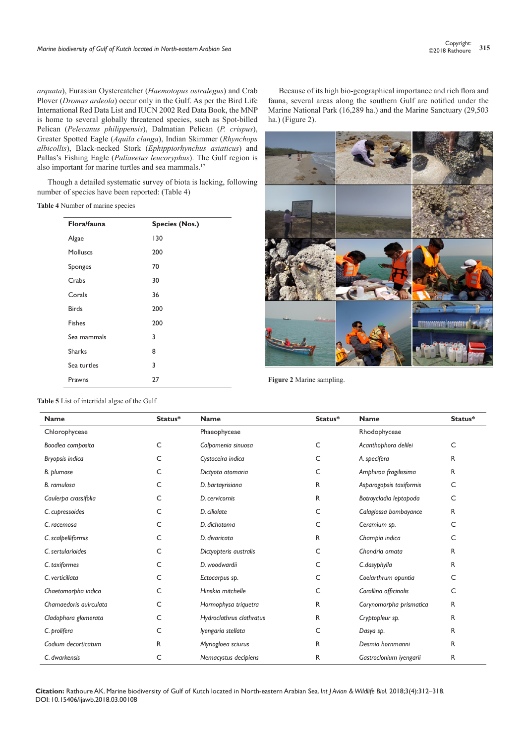*arquata*), Eurasian Oystercatcher (*Haemotopus ostralegus*) and Crab Plover (*Dromas ardeola*) occur only in the Gulf. As per the Bird Life International Red Data List and IUCN 2002 Red Data Book, the MNP is home to several globally threatened species, such as Spot-billed Pelican (*Pelecanus philippensis*), Dalmatian Pelican (*P. crispus*), Greater Spotted Eagle (*Aquila clanga*), Indian Skimmer (*Rhynchops albicollis*), Black-necked Stork (*Ephippiorhynchus asiaticus*) and Pallas's Fishing Eagle (*Paliaeetus leucoryphus*). The Gulf region is also important for marine turtles and sea mammals.[17]

Though a detailed systematic survey of biota is lacking, following number of species have been reported: (Table 4)

**Table 4** Number of marine species

| Flora/fauna | Species (Nos.) |
|---|---|
| Algae | 130 |
| Molluscs | 200 |
| Sponges | 70 |
| Crabs | 30 |
| Corals | 36 |
| Birds | 200 |
| Fishes | 200 |
| Sea mammals | 3 |
| Sharks | 8 |
| Sea turtles | 3 |
| Prawns | 27 |

Because of its high bio-geographical importance and rich flora and fauna, several areas along the southern Gulf are notified under the Marine National Park (16,289 ha.) and the Marine Sanctuary (29,503 ha.) (Figure 2).

**Figure 2** Marine sampling.

**Table 5** List of intertidal algae of the Gulf

| Name | Status* | Name | Status* | Name | Status* |
|---|---|---|---|---|---|
| Chlorophyceae | | Phaeophyceae | | Rhodophyceae | |
| *Boodlea composita* | C | *Colpomenia sinuosa* | C | *Acanthophora delilei* | C |
| *Bryopsis indica* | C | *Cystoceira indica* | C | *A. specifera* | R |
| *B. plumose* | C | *Dictyota atomaria* | C | *Amphiroa fragilissima* | R |
| *B. ramulosa* | C | *D. bartayrisiana* | R | *Asparogopsis taxiformis* | C |
| *Caulerpa crassifolia* | C | *D. cervicornis* | R | *Botroycladia leptapoda* | C |
| *C. cupressoides* | C | *D. ciliolate* | C | *Calaglossa bombayance* | R |
| *C. racemosa* | C | *D. dichotoma* | C | *Ceramium sp.* | C |
| *C. scalpelliformis* | C | *D. divaricata* | R | *Champia indica* | C |
| *C. sertularioides* | C | *Dictyopteris australis* | C | *Chondria ornata* | R |
| *C. taxiformes* | C | *D. woodwardii* | C | *C.dasyphylla* | R |
| *C. verticillata* | C | *Ectocarpus sp.* | C | *Coelarthrum opuntia* | C |
| *Chaetomorpha indica* | C | *Hinskia mitchelle* | C | *Corallina officinalis* | C |
| *Chamaedoris auirculata* | C | *Hormophysa triquetra* | R | *Corynomorpha prismatica* | R |
| *Cladophora glomerata* | C | *Hydroclathrus clathratus* | R | *Cryptopleur sp.* | R |
| *C. prolifera* | C | *Iyengaria stellata* | C | *Dasya sp.* | R |
| *Codium decorticatum* | R | *Myriogloea sciurus* | R | *Desmia hornmanni* | R |
| *C. dwarkensis* | C | *Nemacystus decipiens* | R | *Gastroclonium iyengarii* | R |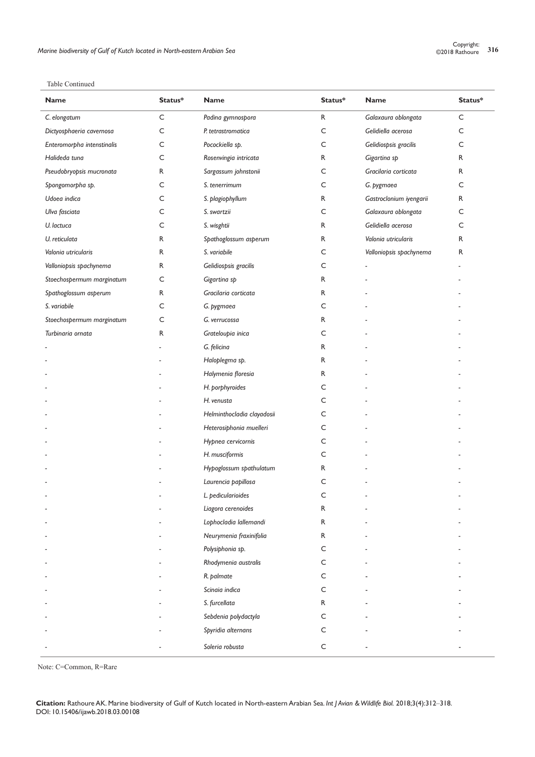Table Continued

| Name | Status* | Name | Status* | Name | Status* |
|---|---|---|---|---|---|
| *C. elongatum* | C | *Padina gymnospora* | R | *Galaxaura oblongata* | C |
| *Dictyosphaeria cavernosa* | C | *P. tetrastromatica* | C | *Gelidiella acerosa* | C |
| *Enteromorpha intenstinalis* | C | *Pocockiella sp.* | C | *Gelidiospsis gracilis* | C |
| *Halideda tuna* | C | *Rosenvingia intricata* | R | *Gigartina sp* | R |
| *Pseudobryopsis mucronata* | R | *Sargassum johnstonii* | C | *Gracilaria corticata* | R |
| *Spongomorpha sp.* | C | *S. tenerrimum* | C | *G. pygmaea* | C |
| *Udoea indica* | C | *S. plagiophyllum* | R | *Gastroclonium iyengarii* | R |
| *Ulva fasciata* | C | *S. swartzii* | C | *Galaxaura oblongata* | C |
| *U. lactuca* | C | *S. wisghtii* | R | *Gelidiella acerosa* | C |
| *U. reticulata* | R | *Spathoglossum asperum* | R | *Valonia utricularis* | R |
| *Valonia utricularis* | R | *S. variabile* | C | *Valloniopsis spachynema* | R |
| *Valloniopsis spachynema* | R | *Gelidiospsis gracilis* | C | - | - |
| *Stoechospermum marginatum* | C | *Gigartina sp* | R | - | - |
| *Spathoglossum asperum* | R | *Gracilaria corticata* | R | - | - |
| *S. variabile* | C | *G. pygmaea* | C | - | - |
| *Stoechospermum marginatum* | C | *G. verrucossa* | R | - | - |
| *Turbinaria ornata* | R | *Grateloupia inica* | C | - | - |
| - | - | *G. felicina* | R | - | - |
| - | - | *Haloplegma sp.* | R | - | - |
| - | - | *Halymenia floresia* | R | - | - |
| - | - | *H. porphyroides* | C | - | - |
| - | - | *H. venusta* | C | - | - |
| - | - | *Helminthocladia clayadosii* | C | - | - |
| - | - | *Heterosiphonia muelleri* | C | - | - |
| - | - | *Hypnea cervicornis* | C | - | - |
| - | - | *H. musciformis* | C | - | - |
| - | - | *Hypoglossum spathulatum* | R | - | - |
| - | - | *Laurencia papillosa* | C | - | - |
| - | - | *L. pedicularioides* | C | - | - |
| - | - | *Liagora cerenoides* | R | - | - |
| - | - | *Lophocladia lallemandi* | R | - | - |
| - | - | *Neurymenia fraxinifolia* | R | - | - |
| - | - | *Polysiphonia sp.* | C | - | - |
| - | - | *Rhodymenia australis* | C | - | - |
| - | - | *R. palmate* | C | - | - |
| - | - | *Scinaia indica* | C | - | - |
| - | - | *S. furcellata* | R | - | - |
| - | - | *Sebdenia polydactyla* | C | - | - |
| - | - | *Spyridia alternans* | C | - | - |
| - | - | *Soleria robusta* | C | - | - |

Note: C=Common, R=Rare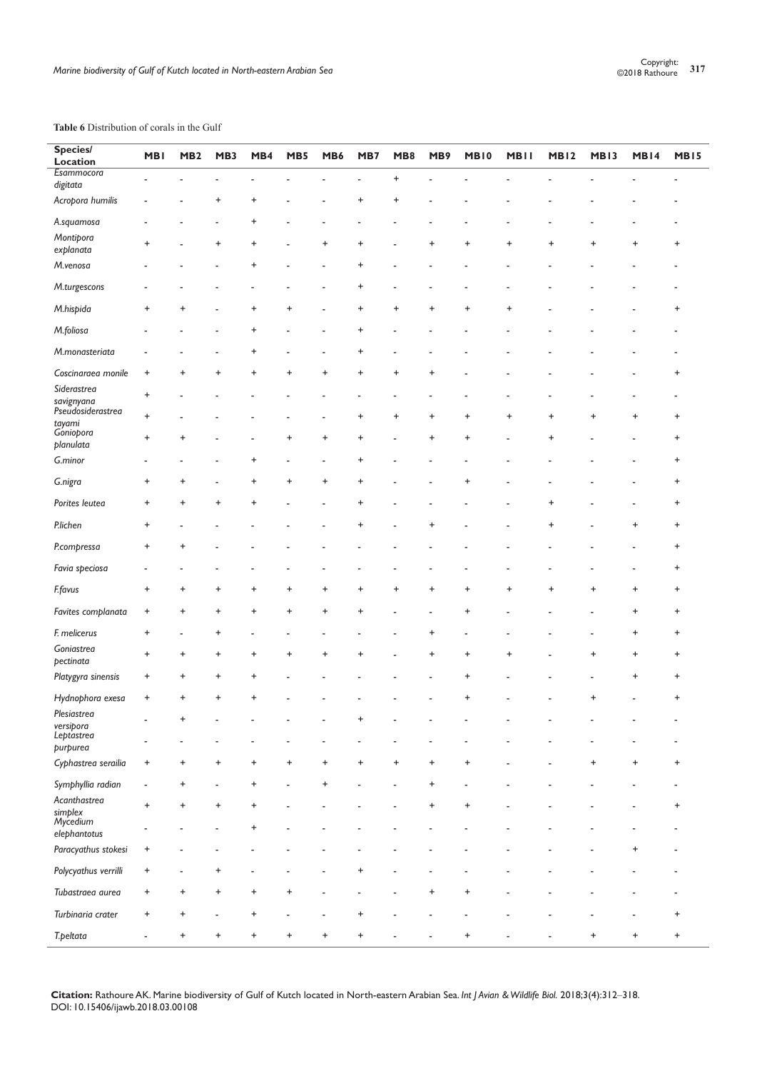**Table 6** Distribution of corals in the Gulf

| Species/ Location | MB1 | MB2 | MB3 | MB4 | MB5 | MB6 | MB7 | MB8 | MB9 | MB10 | MB11 | MB12 | MB13 | MB14 | MB15 |
|---|---|---|---|---|---|---|---|---|---|---|---|---|---|---|---|
| *Esammocora digitata* | - | - | - | - | - | - | - | + | - | - | - | - | - | - | - |
| *Acropora humilis* | - | - | + | + | - | - | + | + | - | - | - | - | - | - | - |
| *A.squamosa* | - | - | - | + | - | - | - | - | - | - | - | - | - | - | - |
| *Montipora explanata* | + | - | + | + | - | + | + | - | + | + | + | + | + | + | + |
| *M.venosa* | - | - | - | + | - | - | + | - | - | - | - | - | - | - | - |
| *M.turgescons* | - | - | - | - | - | - | + | - | - | - | - | - | - | - | - |
| *M.hispida* | + | + | - | + | + | - | + | + | + | + | + | - | - | - | + |
| *M.foliosa* | - | - | - | + | - | - | + | - | - | - | - | - | - | - | - |
| *M.monasteriata* | - | - | - | + | - | - | + | - | - | - | - | - | - | - | - |
| *Coscinaraea monile* | + | + | + | + | + | + | + | + | + | - | - | - | - | - | + |
| *Siderastrea savignyana* | + | - | - | - | - | - | - | - | - | - | - | - | - | - | - |
| *Pseudosiderastrea tayami* | + | - | - | - | - | - | + | + | + | + | + | + | + | + | + |
| *Goniopora planulata* | + | + | - | - | + | + | + | - | + | + | - | + | - | - | + |
| *G.minor* | - | - | - | + | - | - | + | - | - | - | - | - | - | - | + |
| *G.nigra* | + | + | - | + | + | + | + | - | - | + | - | - | - | - | + |
| *Porites leutea* | + | + | + | + | - | - | + | - | - | - | - | + | - | - | + |
| *P.lichen* | + | - | - | - | - | - | + | - | + | - | - | + | - | + | + |
| *P.compressa* | + | + | - | - | - | - | - | - | - | - | - | - | - | - | + |
| *Favia speciosa* | - | - | - | - | - | - | - | - | - | - | - | - | - | - | + |
| *F.favus* | + | + | + | + | + | + | + | + | + | + | + | + | + | + | + |
| *Favites complanata* | + | + | + | + | + | + | + | - | - | + | - | - | - | + | + |
| *F. melicerus* | + | - | + | - | - | - | - | - | + | - | - | - | - | + | + |
| *Goniastrea pectinata* | + | + | + | + | + | + | + | - | + | + | + | - | + | + | + |
| *Platygyra sinensis* | + | + | + | + | - | - | - | - | - | + | - | - | - | + | + |
| *Hydnophora exesa* | + | + | + | + | - | - | - | - | - | + | - | - | + | - | + |
| *Plesiastrea versipora* | - | + | - | - | - | - | + | - | - | - | - | - | - | - | - |
| *Leptastrea purpurea* | - | - | - | - | - | - | - | - | - | - | - | - | - | - | - |
| *Cyphastrea serailia* | + | + | + | + | + | + | + | + | + | + | - | - | + | + | + |
| *Symphyllia radian* | - | + | - | + | - | + | - | - | + | - | - | - | - | - | - |
| *Acanthastrea simplex* | + | + | + | + | - | - | - | - | + | + | - | - | - | - | + |
| *Mycedium elephantotus* | - | - | - | + | - | - | - | - | - | - | - | - | - | - | - |
| *Paracyathus stokesi* | + | - | - | - | - | - | - | - | - | - | - | - | - | + | - |
| *Polycyathus verrilli* | + | - | + | - | - | - | + | - | - | - | - | - | - | - | - |
| *Tubastraea aurea* | + | + | + | + | + | - | - | - | + | + | - | - | - | - | - |
| *Turbinaria crater* | + | + | - | + | - | - | + | - | - | - | - | - | - | - | + |
| *T.peltata* | - | + | + | + | + | + | + | - | - | + | - | - | + | + | + |

**Citation:** Rathoure AK. Marine biodiversity of Gulf of Kutch located in North-eastern Arabian Sea. *Int J Avian & Wildlife Biol.* 2018;3(4):312‒318. DOI: 10.15406/ijawb.2018.03.00108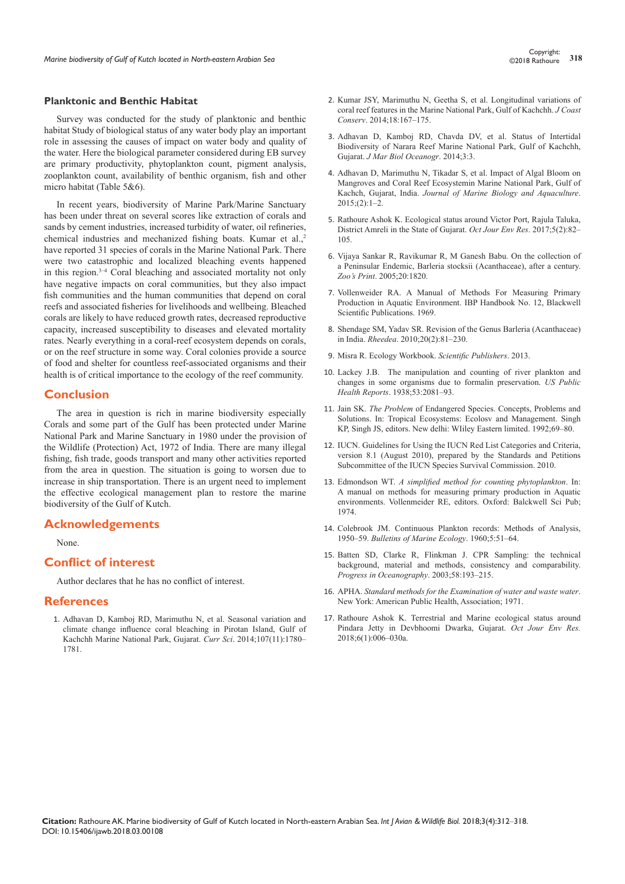### Planktonic and Benthic Habitat

Survey was conducted for the study of planktonic and benthic habitat Study of biological status of any water body play an important role in assessing the causes of impact on water body and quality of the water. Here the biological parameter considered during EB survey are primary productivity, phytoplankton count, pigment analysis, zooplankton count, availability of benthic organism, fish and other micro habitat (Table 5&6).

In recent years, biodiversity of Marine Park/Marine Sanctuary has been under threat on several scores like extraction of corals and sands by cement industries, increased turbidity of water, oil refineries, chemical industries and mechanized fishing boats. Kumar et al.,[2] have reported 31 species of corals in the Marine National Park. There were two catastrophic and localized bleaching events happened in this region.[3–4] Coral bleaching and associated mortality not only have negative impacts on coral communities, but they also impact fish communities and the human communities that depend on coral reefs and associated fisheries for livelihoods and wellbeing. Bleached corals are likely to have reduced growth rates, decreased reproductive capacity, increased susceptibility to diseases and elevated mortality rates. Nearly everything in a coral-reef ecosystem depends on corals, or on the reef structure in some way. Coral colonies provide a source of food and shelter for countless reef-associated organisms and their health is of critical importance to the ecology of the reef community.

## Conclusion

The area in question is rich in marine biodiversity especially Corals and some part of the Gulf has been protected under Marine National Park and Marine Sanctuary in 1980 under the provision of the Wildlife (Protection) Act, 1972 of India. There are many illegal fishing, fish trade, goods transport and many other activities reported from the area in question. The situation is going to worsen due to increase in ship transportation. There is an urgent need to implement the effective ecological management plan to restore the marine biodiversity of the Gulf of Kutch.

## Acknowledgements

None.

## Conflict of interest

Author declares that he has no conflict of interest.

## References

1. Adhavan D, Kamboj RD, Marimuthu N, et al. Seasonal variation and climate change influence coral bleaching in Pirotan Island, Gulf of Kachchh Marine National Park, Gujarat. *Curr Sci*. 2014;107(11):1780–1781.
2. Kumar JSY, Marimuthu N, Geetha S, et al. Longitudinal variations of coral reef features in the Marine National Park, Gulf of Kachchh. *J Coast Conserv*. 2014;18:167–175.
3. Adhavan D, Kamboj RD, Chavda DV, et al. Status of Intertidal Biodiversity of Narara Reef Marine National Park, Gulf of Kachchh, Gujarat. *J Mar Biol Oceanogr*. 2014;3:3.
4. Adhavan D, Marimuthu N, Tikadar S, et al. Impact of Algal Bloom on Mangroves and Coral Reef Ecosystemin Marine National Park, Gulf of Kachch, Gujarat, India. *Journal of Marine Biology and Aquaculture*. 2015;(2):1–2.
5. Rathoure Ashok K. Ecological status around Victor Port, Rajula Taluka, District Amreli in the State of Gujarat. *Oct Jour Env Res*. 2017;5(2):82–105.
6. Vijaya Sankar R, Ravikumar R, M Ganesh Babu. On the collection of a Peninsular Endemic, Barleria stocksii (Acanthaceae), after a century. *Zoo's Print*. 2005;20:1820.
7. Vollenweider RA. A Manual of Methods For Measuring Primary Production in Aquatic Environment. IBP Handbook No. 12, Blackwell Scientific Publications. 1969.
8. Shendage SM, Yadav SR. Revision of the Genus Barleria (Acanthaceae) in India. *Rheedea*. 2010;20(2):81–230.
9. Misra R. Ecology Workbook. *Scientific Publishers*. 2013.
10. Lackey J.B. The manipulation and counting of river plankton and changes in some organisms due to formalin preservation. *US Public Health Reports*. 1938;53:2081–93.
11. Jain SK. *The Problem* of Endangered Species. Concepts, Problems and Solutions. In: Tropical Ecosystems: Ecolosv and Management. Singh KP, Singh JS, editors. New delhi: WIiley Eastern limited. 1992;69–80.
12. IUCN. Guidelines for Using the IUCN Red List Categories and Criteria, version 8.1 (August 2010), prepared by the Standards and Petitions Subcommittee of the IUCN Species Survival Commission. 2010.
13. Edmondson WT. *A simplified method for counting phytoplankton*. In: A manual on methods for measuring primary production in Aquatic environments. Vollenmeider RE, editors. Oxford: Balckwell Sci Pub; 1974.
14. Colebrook JM. Continuous Plankton records: Methods of Analysis, 1950–59. *Bulletins of Marine Ecology*. 1960;5:51–64.
15. Batten SD, Clarke R, Flinkman J. CPR Sampling: the technical background, material and methods, consistency and comparability. *Progress in Oceanography*. 2003;58:193–215.
16. APHA. *Standard methods for the Examination of water and waste water*. New York: American Public Health, Association; 1971.
17. Rathoure Ashok K. Terrestrial and Marine ecological status around Pindara Jetty in Devbhoomi Dwarka, Gujarat. *Oct Jour Env Res.* 2018;6(1):006–030a.